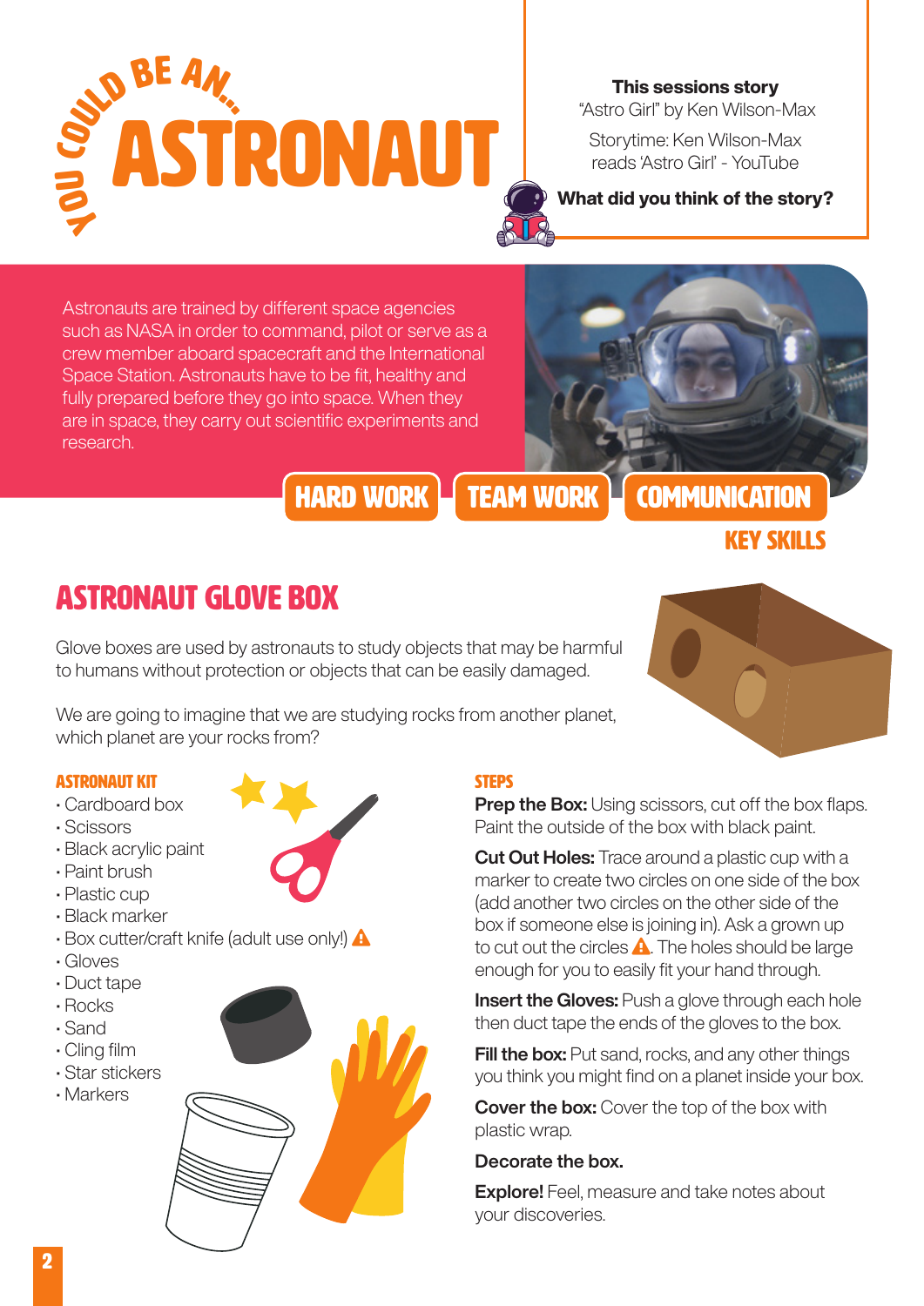# YOU COULD BE AN... ASTRONAUT

**This sessions story**

"Astro Girl" by Ken Wilson-Max

Storytime: Ken Wilson-Max reads 'Astro Girl' - YouTube

**What did you think of the story?**

Astronauts are trained by different space agencies such as NASA in order to command, pilot or serve as a crew member aboard spacecraft and the International Space Station. Astronauts have to be fit, healthy and fully prepared before they go into space. When they are in space, they carry out scientific experiments and research.

**HARD WORK** | **TEAM WORK** | **COMMUNICATION**

**KEY SKILLS**

## ASTRONAUT GLOVE BOX

Glove boxes are used by astronauts to study objects that may be harmful to humans without protection or objects that can be easily damaged.

We are going to imagine that we are studying rocks from another planet, which planet are your rocks from?

### ASTRONAUT KIT

- Cardboard box
- Scissors
- Black acrylic paint
- Paint brush
- Plastic cup
- Black marker
- Box cutter/craft knife (adult use only!) ⚠
- Gloves
- Duct tape
- Rocks
- Sand
- Cling film
- Star stickers
- Markers

### STEPS

**Prep the Box:** Using scissors, cut off the box flaps. Paint the outside of the box with black paint.

**Cut Out Holes:** Trace around a plastic cup with a marker to create two circles on one side of the box (add another two circles on the other side of the box if someone else is joining in). Ask a grown up to cut out the circles ⚠. The holes should be large enough for you to easily fit your hand through.

**Insert the Gloves:** Push a glove through each hole then duct tape the ends of the gloves to the box.

**Fill the box:** Put sand, rocks, and any other things you think you might find on a planet inside your box.

**Cover the box:** Cover the top of the box with plastic wrap.

**Decorate the box.**

**Explore!** Feel, measure and take notes about your discoveries.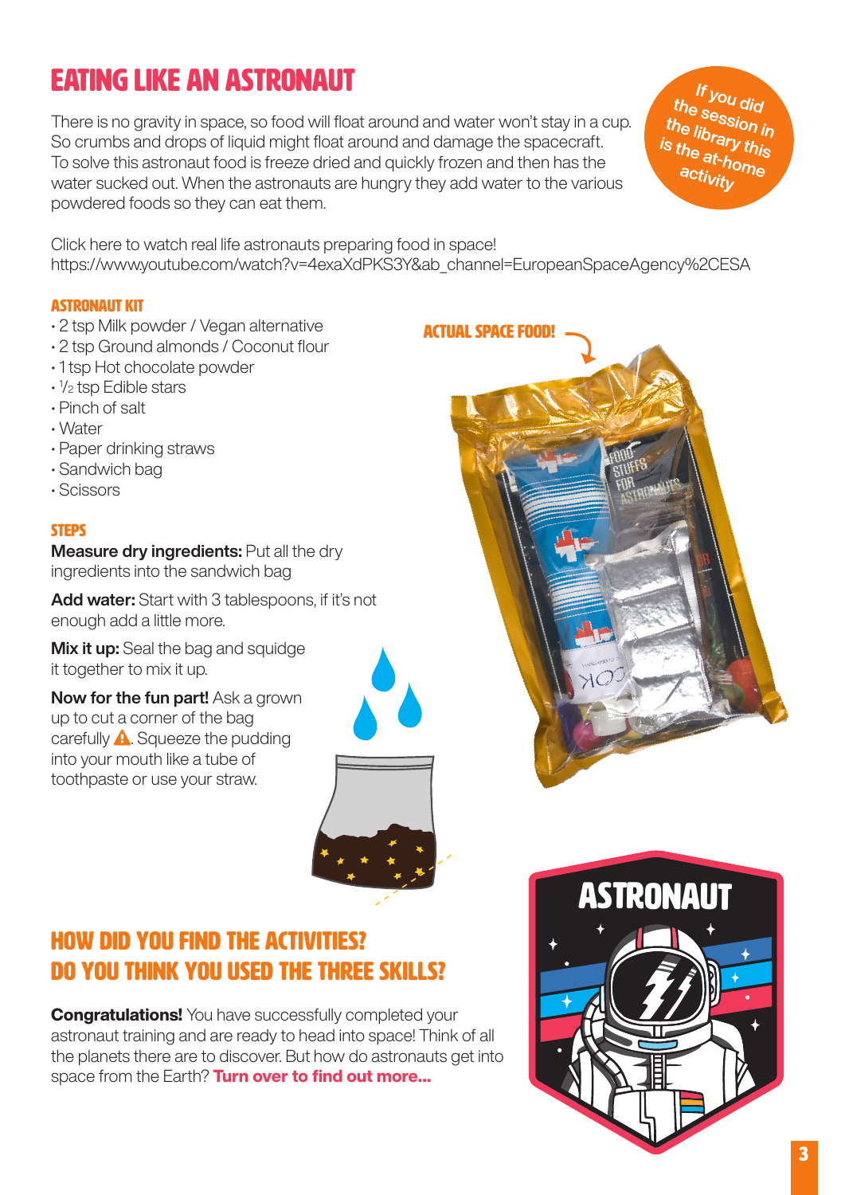# EATING LIKE AN ASTRONAUT

There is no gravity in space, so food will float around and water won't stay in a cup. So crumbs and drops of liquid might float around and damage the spacecraft. To solve this astronaut food is freeze dried and quickly frozen and then has the water sucked out. When the astronauts are hungry they add water to the various powdered foods so they can eat them.

If you did the session in the library this is the at-home activity

Click here to watch real life astronauts preparing food in space!
https://www.youtube.com/watch?v=4exaXdPKS3Y&ab_channel=EuropeanSpaceAgency%2CESA

### ASTRONAUT KIT

- 2 tsp Milk powder / Vegan alternative
- 2 tsp Ground almonds / Coconut flour
- 1 tsp Hot chocolate powder
- 1/2 tsp Edible stars
- Pinch of salt
- Water
- Paper drinking straws
- Sandwich bag
- Scissors

### STEPS

**Measure dry ingredients:** Put all the dry ingredients into the sandwich bag

**Add water:** Start with 3 tablespoons, if it's not enough add a little more.

**Mix it up:** Seal the bag and squidge it together to mix it up.

**Now for the fun part!** Ask a grown up to cut a corner of the bag carefully ⚠. Squeeze the pudding into your mouth like a tube of toothpaste or use your straw.

ACTUAL SPACE FOOD!

## HOW DID YOU FIND THE ACTIVITIES? DO YOU THINK YOU USED THE THREE SKILLS?

**Congratulations!** You have successfully completed your astronaut training and are ready to head into space! Think of all the planets there are to discover. But how do astronauts get into space from the Earth? **Turn over to find out more...**

ASTRONAUT